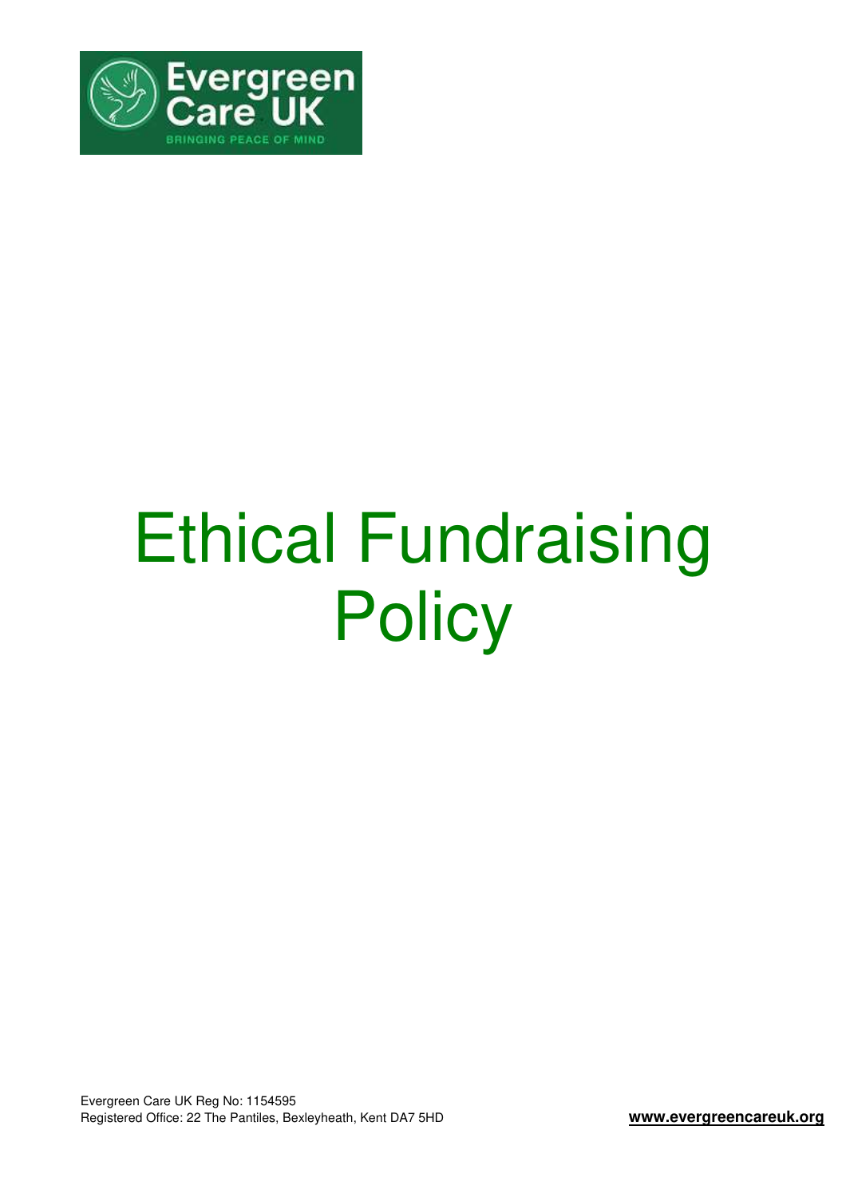# Ethical Fundraising Policy

Evergreen Care UK Reg No: 1154595
Registered Office: 22 The Pantiles, Bexleyheath, Kent DA7 5HD

**www.evergreencareuk.org**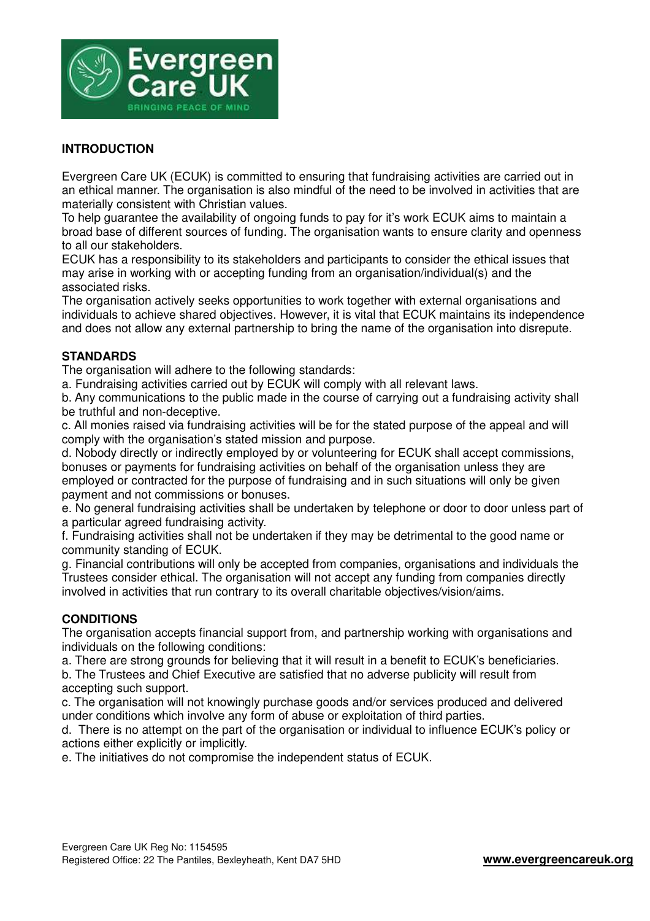## INTRODUCTION

Evergreen Care UK (ECUK) is committed to ensuring that fundraising activities are carried out in an ethical manner. The organisation is also mindful of the need to be involved in activities that are materially consistent with Christian values.

To help guarantee the availability of ongoing funds to pay for it's work ECUK aims to maintain a broad base of different sources of funding. The organisation wants to ensure clarity and openness to all our stakeholders.

ECUK has a responsibility to its stakeholders and participants to consider the ethical issues that may arise in working with or accepting funding from an organisation/individual(s) and the associated risks.

The organisation actively seeks opportunities to work together with external organisations and individuals to achieve shared objectives. However, it is vital that ECUK maintains its independence and does not allow any external partnership to bring the name of the organisation into disrepute.

## STANDARDS

The organisation will adhere to the following standards:

a. Fundraising activities carried out by ECUK will comply with all relevant laws.

b. Any communications to the public made in the course of carrying out a fundraising activity shall be truthful and non-deceptive.

c. All monies raised via fundraising activities will be for the stated purpose of the appeal and will comply with the organisation's stated mission and purpose.

d. Nobody directly or indirectly employed by or volunteering for ECUK shall accept commissions, bonuses or payments for fundraising activities on behalf of the organisation unless they are employed or contracted for the purpose of fundraising and in such situations will only be given payment and not commissions or bonuses.

e. No general fundraising activities shall be undertaken by telephone or door to door unless part of a particular agreed fundraising activity.

f. Fundraising activities shall not be undertaken if they may be detrimental to the good name or community standing of ECUK.

g. Financial contributions will only be accepted from companies, organisations and individuals the Trustees consider ethical. The organisation will not accept any funding from companies directly involved in activities that run contrary to its overall charitable objectives/vision/aims.

## CONDITIONS

The organisation accepts financial support from, and partnership working with organisations and individuals on the following conditions:

a. There are strong grounds for believing that it will result in a benefit to ECUK's beneficiaries.

b. The Trustees and Chief Executive are satisfied that no adverse publicity will result from accepting such support.

c. The organisation will not knowingly purchase goods and/or services produced and delivered under conditions which involve any form of abuse or exploitation of third parties.

d. There is no attempt on the part of the organisation or individual to influence ECUK's policy or actions either explicitly or implicitly.

e. The initiatives do not compromise the independent status of ECUK.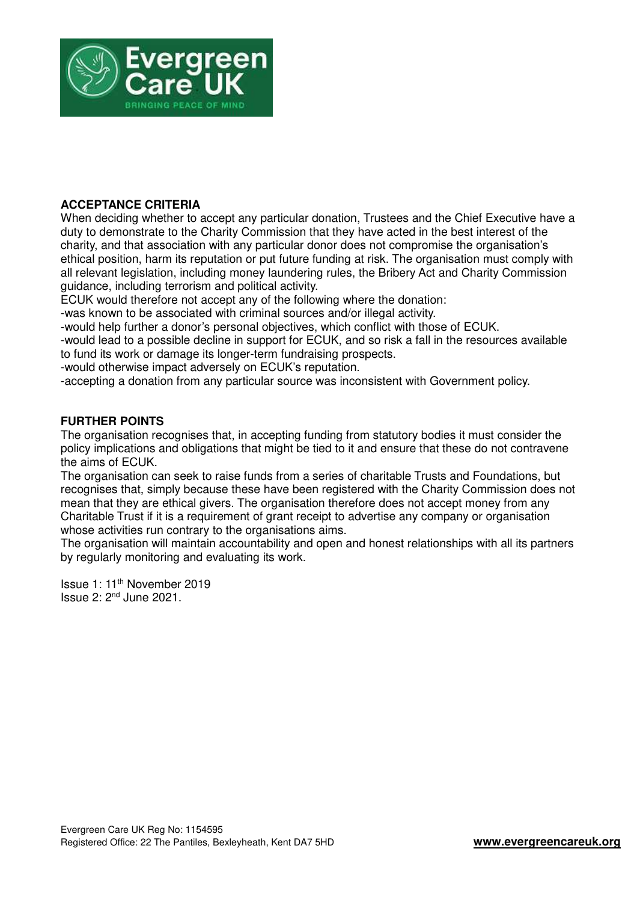**ACCEPTANCE CRITERIA**

When deciding whether to accept any particular donation, Trustees and the Chief Executive have a duty to demonstrate to the Charity Commission that they have acted in the best interest of the charity, and that association with any particular donor does not compromise the organisation's ethical position, harm its reputation or put future funding at risk. The organisation must comply with all relevant legislation, including money laundering rules, the Bribery Act and Charity Commission guidance, including terrorism and political activity.

ECUK would therefore not accept any of the following where the donation:

-was known to be associated with criminal sources and/or illegal activity.

-would help further a donor's personal objectives, which conflict with those of ECUK.

-would lead to a possible decline in support for ECUK, and so risk a fall in the resources available to fund its work or damage its longer-term fundraising prospects.

-would otherwise impact adversely on ECUK's reputation.

-accepting a donation from any particular source was inconsistent with Government policy.

**FURTHER POINTS**

The organisation recognises that, in accepting funding from statutory bodies it must consider the policy implications and obligations that might be tied to it and ensure that these do not contravene the aims of ECUK.

The organisation can seek to raise funds from a series of charitable Trusts and Foundations, but recognises that, simply because these have been registered with the Charity Commission does not mean that they are ethical givers. The organisation therefore does not accept money from any Charitable Trust if it is a requirement of grant receipt to advertise any company or organisation whose activities run contrary to the organisations aims.

The organisation will maintain accountability and open and honest relationships with all its partners by regularly monitoring and evaluating its work.

Issue 1: 11th November 2019
Issue 2: 2nd June 2021.